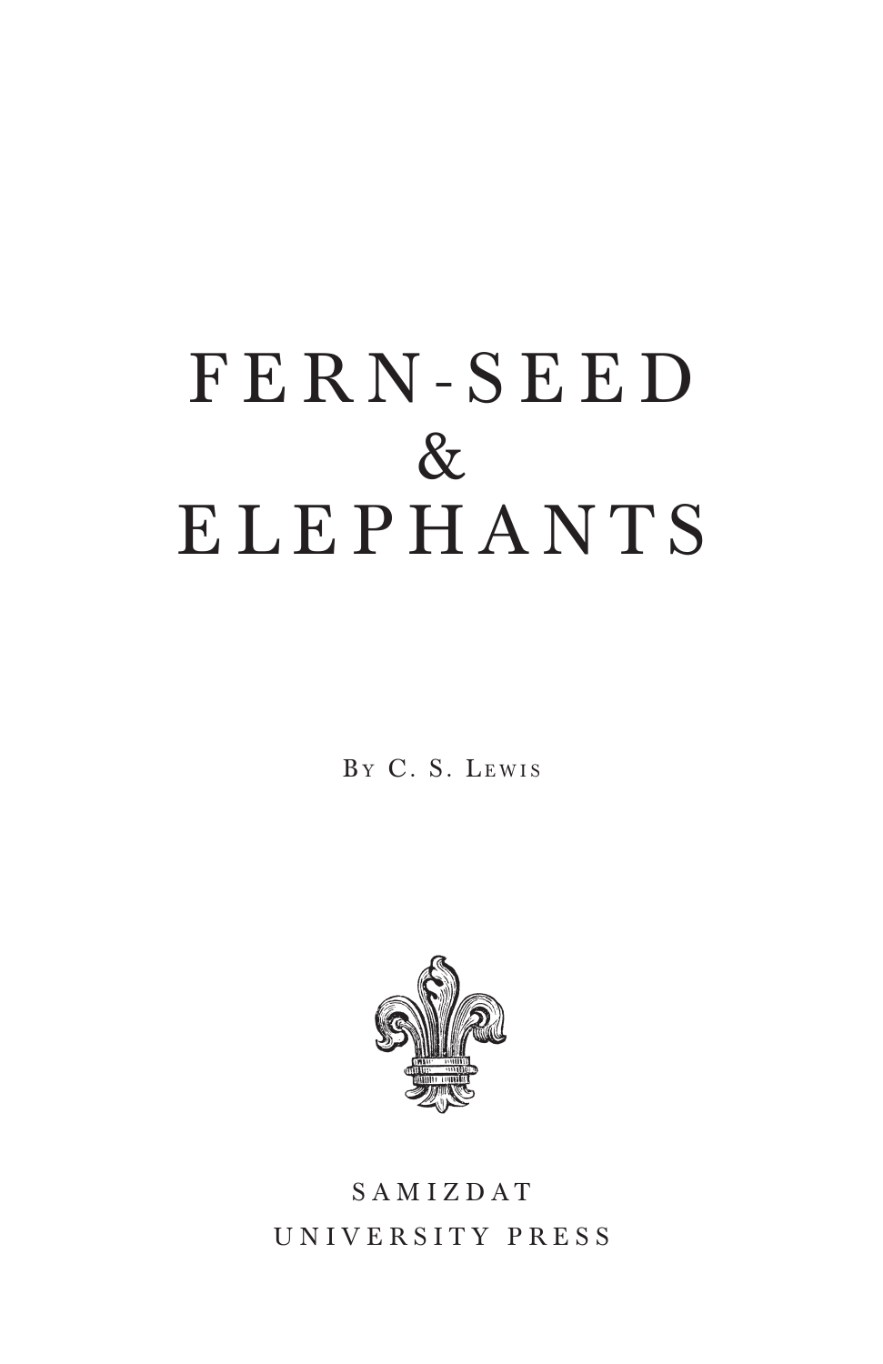# FERN-SEED & ELEPHANTS

By C. S. Lewis

SAMIZDAT
UNIVERSITY PRESS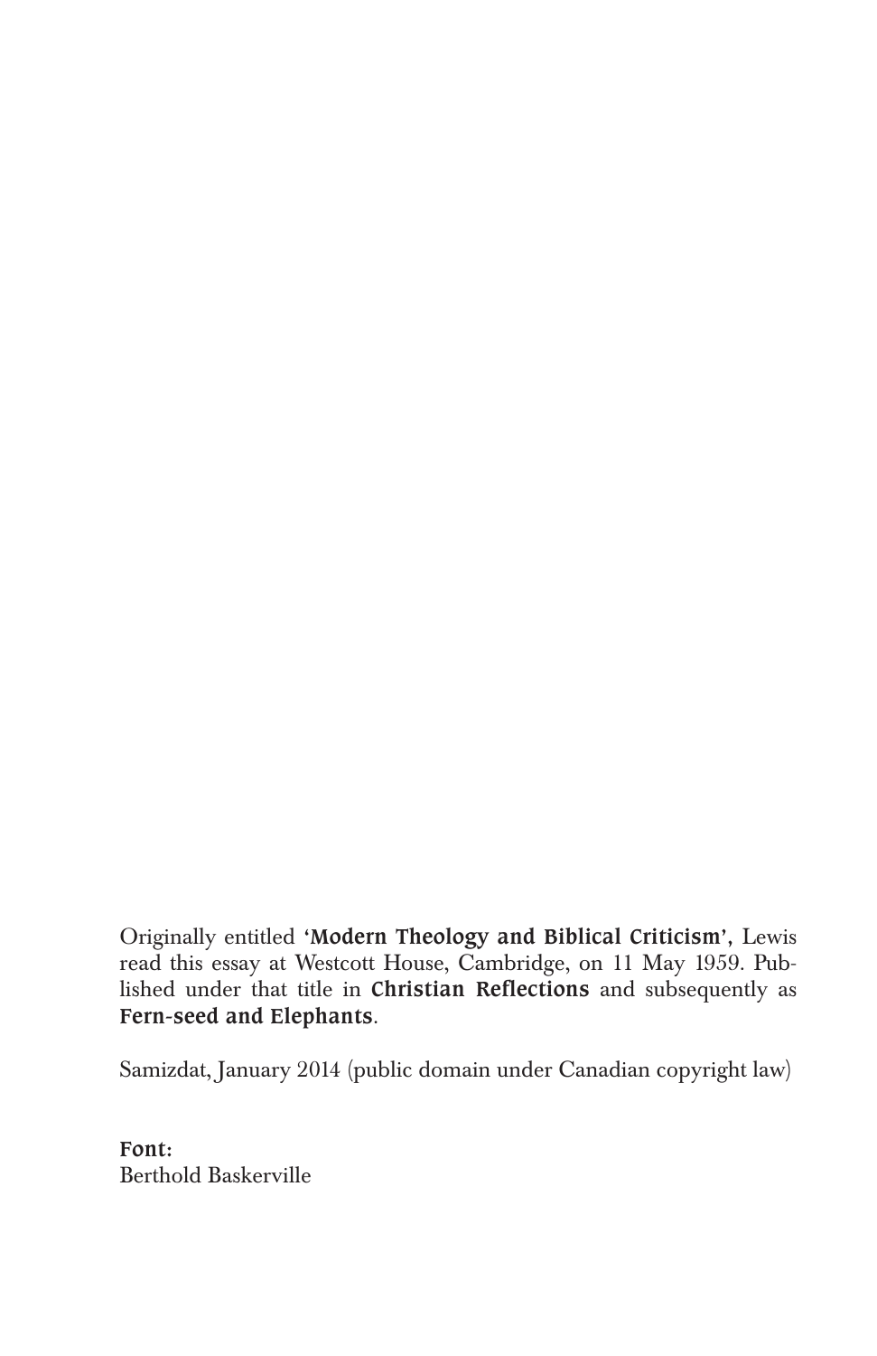Originally entitled **'Modern Theology and Biblical Criticism',** Lewis read this essay at Westcott House, Cambridge, on 11 May 1959. Published under that title in **Christian Reflections** and subsequently as **Fern-seed and Elephants**.

Samizdat, January 2014 (public domain under Canadian copyright law)

**Font:**
Berthold Baskerville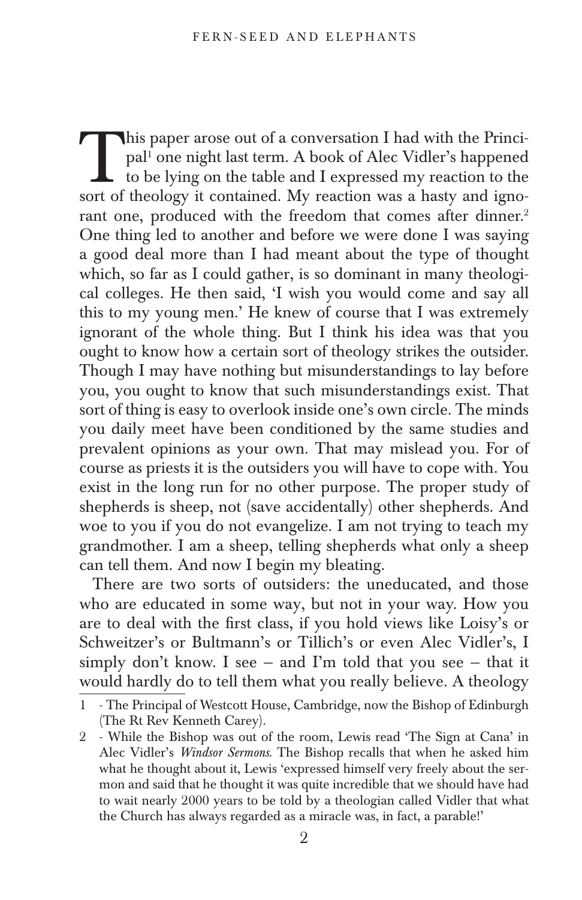This paper arose out of a conversation I had with the Principal[1] one night last term. A book of Alec Vidler's happened to be lying on the table and I expressed my reaction to the sort of theology it contained. My reaction was a hasty and ignorant one, produced with the freedom that comes after dinner.[2] One thing led to another and before we were done I was saying a good deal more than I had meant about the type of thought which, so far as I could gather, is so dominant in many theological colleges. He then said, 'I wish you would come and say all this to my young men.' He knew of course that I was extremely ignorant of the whole thing. But I think his idea was that you ought to know how a certain sort of theology strikes the outsider. Though I may have nothing but misunderstandings to lay before you, you ought to know that such misunderstandings exist. That sort of thing is easy to overlook inside one's own circle. The minds you daily meet have been conditioned by the same studies and prevalent opinions as your own. That may mislead you. For of course as priests it is the outsiders you will have to cope with. You exist in the long run for no other purpose. The proper study of shepherds is sheep, not (save accidentally) other shepherds. And woe to you if you do not evangelize. I am not trying to teach my grandmother. I am a sheep, telling shepherds what only a sheep can tell them. And now I begin my bleating.

There are two sorts of outsiders: the uneducated, and those who are educated in some way, but not in your way. How you are to deal with the first class, if you hold views like Loisy's or Schweitzer's or Bultmann's or Tillich's or even Alec Vidler's, I simply don't know. I see – and I'm told that you see – that it would hardly do to tell them what you really believe. A theology

---

1 - The Principal of Westcott House, Cambridge, now the Bishop of Edinburgh (The Rt Rev Kenneth Carey).

2 - While the Bishop was out of the room, Lewis read 'The Sign at Cana' in Alec Vidler's *Windsor Sermons.* The Bishop recalls that when he asked him what he thought about it, Lewis 'expressed himself very freely about the sermon and said that he thought it was quite incredible that we should have had to wait nearly 2000 years to be told by a theologian called Vidler that what the Church has always regarded as a miracle was, in fact, a parable!'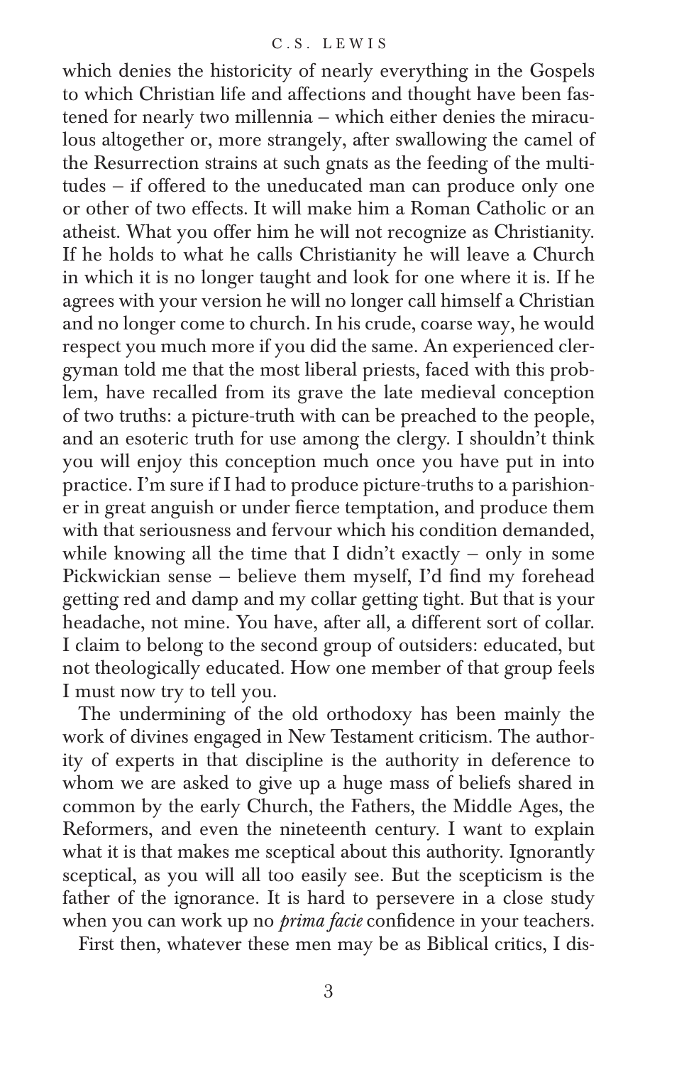which denies the historicity of nearly everything in the Gospels to which Christian life and affections and thought have been fastened for nearly two millennia – which either denies the miraculous altogether or, more strangely, after swallowing the camel of the Resurrection strains at such gnats as the feeding of the multitudes – if offered to the uneducated man can produce only one or other of two effects. It will make him a Roman Catholic or an atheist. What you offer him he will not recognize as Christianity. If he holds to what he calls Christianity he will leave a Church in which it is no longer taught and look for one where it is. If he agrees with your version he will no longer call himself a Christian and no longer come to church. In his crude, coarse way, he would respect you much more if you did the same. An experienced clergyman told me that the most liberal priests, faced with this problem, have recalled from its grave the late medieval conception of two truths: a picture-truth with can be preached to the people, and an esoteric truth for use among the clergy. I shouldn't think you will enjoy this conception much once you have put in into practice. I'm sure if I had to produce picture-truths to a parishioner in great anguish or under fierce temptation, and produce them with that seriousness and fervour which his condition demanded, while knowing all the time that I didn't exactly – only in some Pickwickian sense – believe them myself, I'd find my forehead getting red and damp and my collar getting tight. But that is your headache, not mine. You have, after all, a different sort of collar. I claim to belong to the second group of outsiders: educated, but not theologically educated. How one member of that group feels I must now try to tell you.

The undermining of the old orthodoxy has been mainly the work of divines engaged in New Testament criticism. The authority of experts in that discipline is the authority in deference to whom we are asked to give up a huge mass of beliefs shared in common by the early Church, the Fathers, the Middle Ages, the Reformers, and even the nineteenth century. I want to explain what it is that makes me sceptical about this authority. Ignorantly sceptical, as you will all too easily see. But the scepticism is the father of the ignorance. It is hard to persevere in a close study when you can work up no *prima facie* confidence in your teachers.

First then, whatever these men may be as Biblical critics, I dis-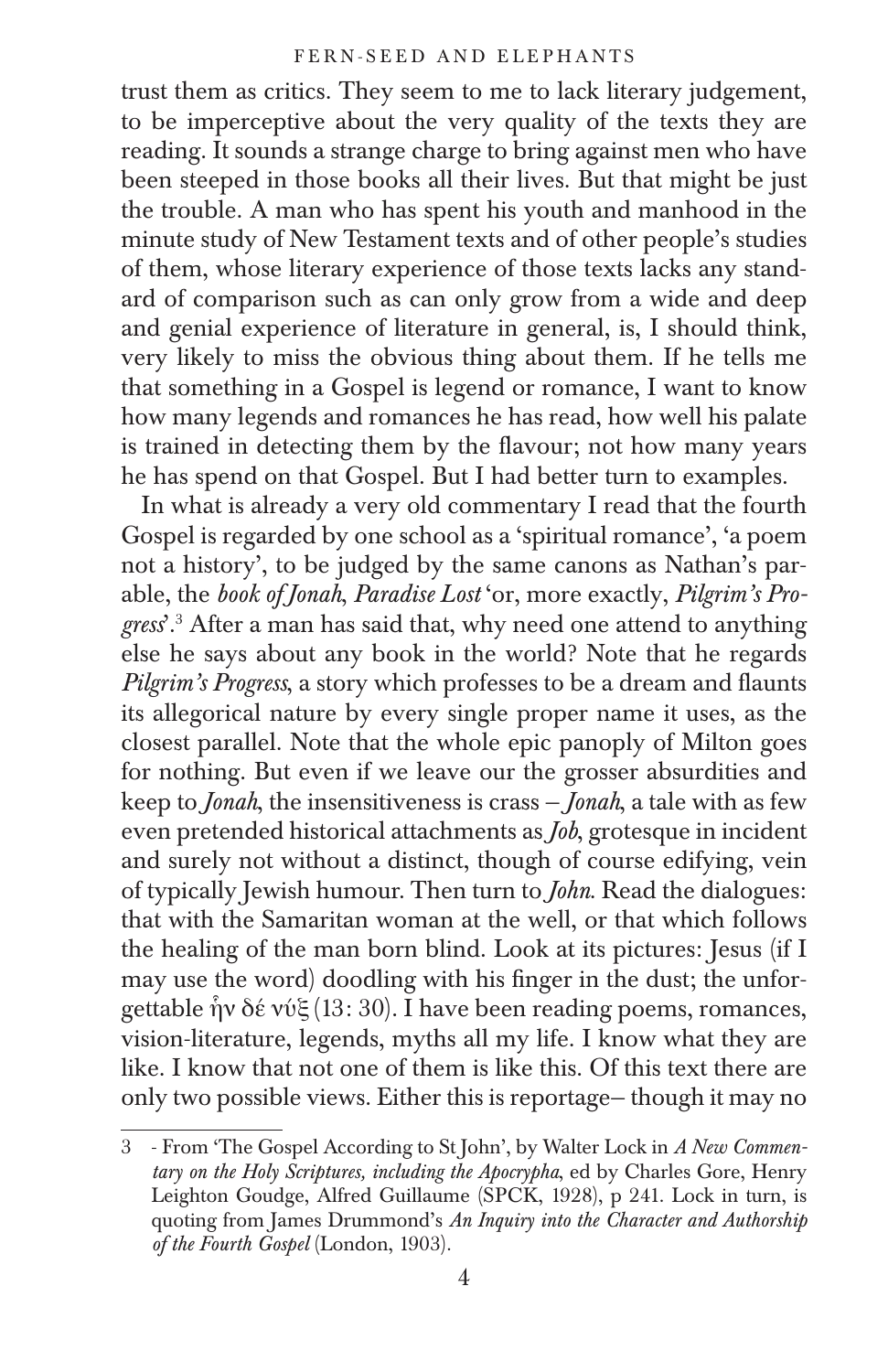trust them as critics. They seem to me to lack literary judgement, to be imperceptive about the very quality of the texts they are reading. It sounds a strange charge to bring against men who have been steeped in those books all their lives. But that might be just the trouble. A man who has spent his youth and manhood in the minute study of New Testament texts and of other people's studies of them, whose literary experience of those texts lacks any standard of comparison such as can only grow from a wide and deep and genial experience of literature in general, is, I should think, very likely to miss the obvious thing about them. If he tells me that something in a Gospel is legend or romance, I want to know how many legends and romances he has read, how well his palate is trained in detecting them by the flavour; not how many years he has spend on that Gospel. But I had better turn to examples.

In what is already a very old commentary I read that the fourth Gospel is regarded by one school as a 'spiritual romance', 'a poem not a history', to be judged by the same canons as Nathan's parable, the *book of Jonah*, *Paradise Lost* 'or, more exactly, *Pilgrim's Progress*'.[3] After a man has said that, why need one attend to anything else he says about any book in the world? Note that he regards *Pilgrim's Progress*, a story which professes to be a dream and flaunts its allegorical nature by every single proper name it uses, as the closest parallel. Note that the whole epic panoply of Milton goes for nothing. But even if we leave our the grosser absurdities and keep to *Jonah*, the insensitiveness is crass – *Jonah*, a tale with as few even pretended historical attachments as *Job*, grotesque in incident and surely not without a distinct, though of course edifying, vein of typically Jewish humour. Then turn to *John*. Read the dialogues: that with the Samaritan woman at the well, or that which follows the healing of the man born blind. Look at its pictures: Jesus (if I may use the word) doodling with his finger in the dust; the unforgettable ἦν δέ νύξ (13: 30). I have been reading poems, romances, vision-literature, legends, myths all my life. I know what they are like. I know that not one of them is like this. Of this text there are only two possible views. Either this is reportage– though it may no

---

3 - From 'The Gospel According to St John', by Walter Lock in *A New Commentary on the Holy Scriptures, including the Apocrypha*, ed by Charles Gore, Henry Leighton Goudge, Alfred Guillaume (SPCK, 1928), p 241. Lock in turn, is quoting from James Drummond's *An Inquiry into the Character and Authorship of the Fourth Gospel* (London, 1903).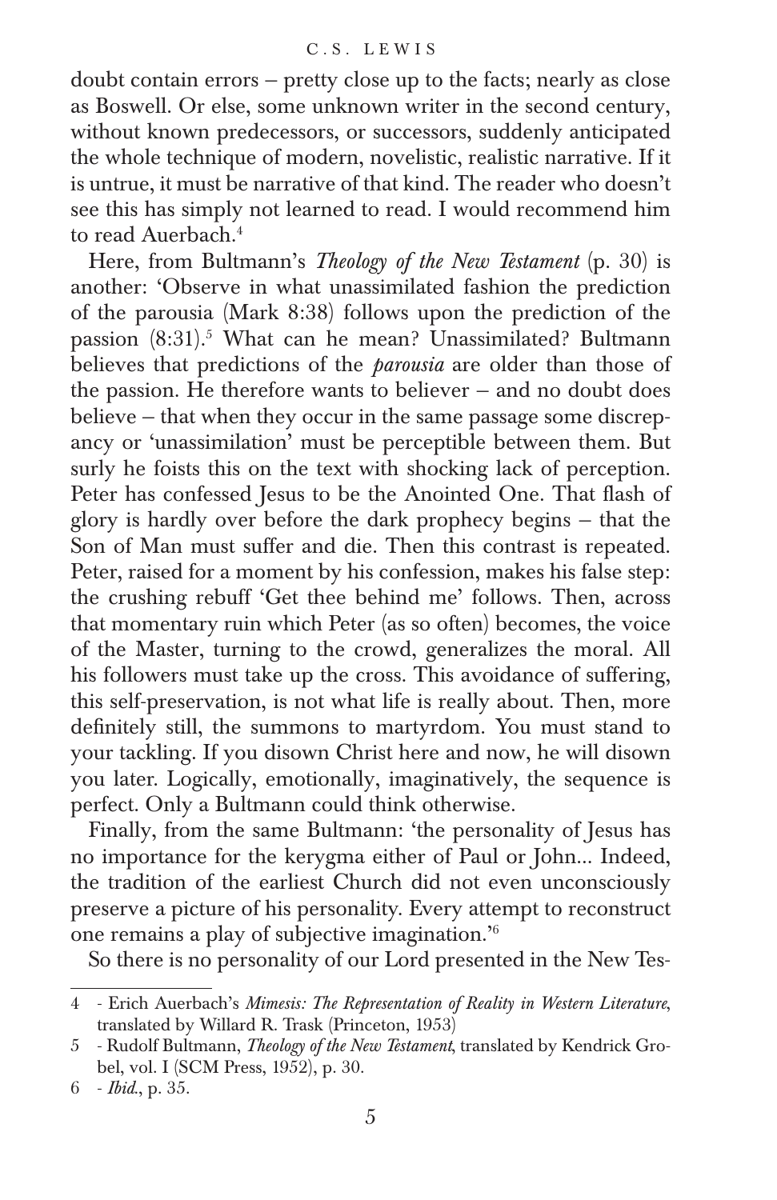doubt contain errors – pretty close up to the facts; nearly as close as Boswell. Or else, some unknown writer in the second century, without known predecessors, or successors, suddenly anticipated the whole technique of modern, novelistic, realistic narrative. If it is untrue, it must be narrative of that kind. The reader who doesn't see this has simply not learned to read. I would recommend him to read Auerbach.[4]

Here, from Bultmann's *Theology of the New Testament* (p. 30) is another: 'Observe in what unassimilated fashion the prediction of the parousia (Mark 8:38) follows upon the prediction of the passion (8:31).[5] What can he mean? Unassimilated? Bultmann believes that predictions of the *parousia* are older than those of the passion. He therefore wants to believer – and no doubt does believe – that when they occur in the same passage some discrepancy or 'unassimilation' must be perceptible between them. But surly he foists this on the text with shocking lack of perception. Peter has confessed Jesus to be the Anointed One. That flash of glory is hardly over before the dark prophecy begins – that the Son of Man must suffer and die. Then this contrast is repeated. Peter, raised for a moment by his confession, makes his false step: the crushing rebuff 'Get thee behind me' follows. Then, across that momentary ruin which Peter (as so often) becomes, the voice of the Master, turning to the crowd, generalizes the moral. All his followers must take up the cross. This avoidance of suffering, this self-preservation, is not what life is really about. Then, more definitely still, the summons to martyrdom. You must stand to your tackling. If you disown Christ here and now, he will disown you later. Logically, emotionally, imaginatively, the sequence is perfect. Only a Bultmann could think otherwise.

Finally, from the same Bultmann: 'the personality of Jesus has no importance for the kerygma either of Paul or John... Indeed, the tradition of the earliest Church did not even unconsciously preserve a picture of his personality. Every attempt to reconstruct one remains a play of subjective imagination.'[6]

So there is no personality of our Lord presented in the New Tes-

---

4 - Erich Auerbach's *Mimesis: The Representation of Reality in Western Literature*, translated by Willard R. Trask (Princeton, 1953)

5 - Rudolf Bultmann, *Theology of the New Testament*, translated by Kendrick Grobel, vol. I (SCM Press, 1952), p. 30.

6 - *Ibid.*, p. 35.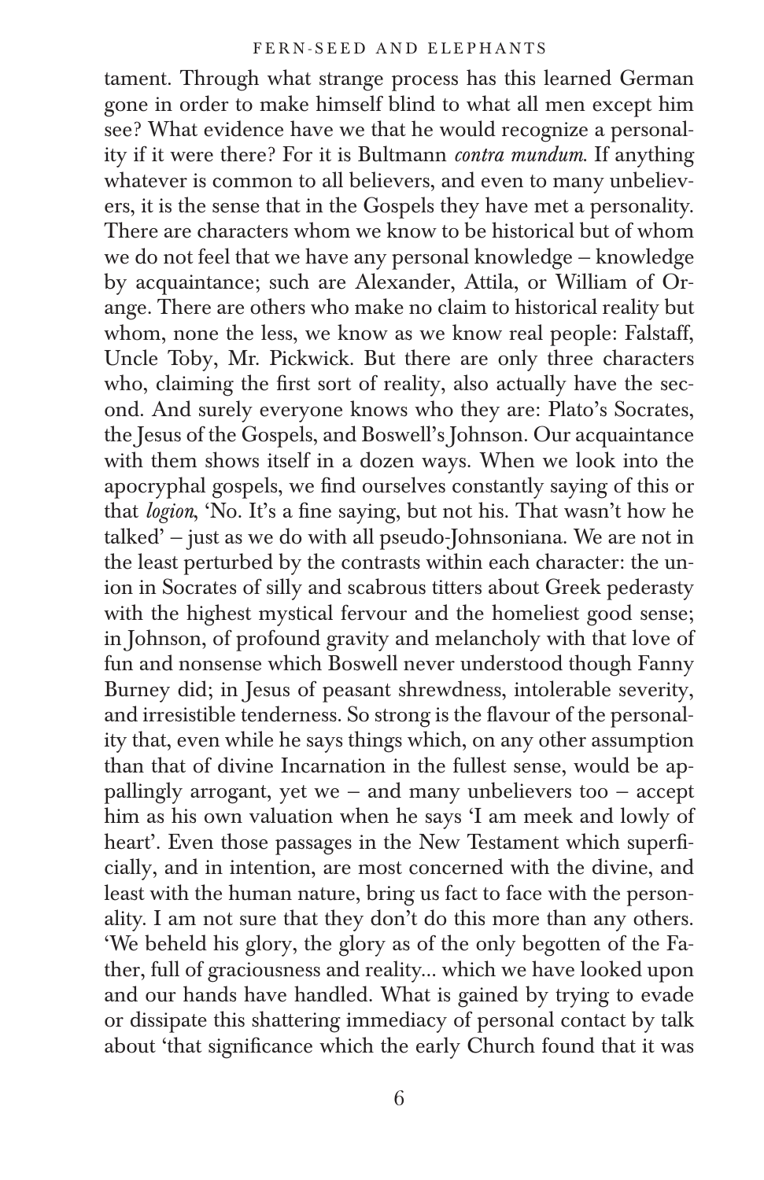tament. Through what strange process has this learned German gone in order to make himself blind to what all men except him see? What evidence have we that he would recognize a personality if it were there? For it is Bultmann *contra mundum*. If anything whatever is common to all believers, and even to many unbelievers, it is the sense that in the Gospels they have met a personality. There are characters whom we know to be historical but of whom we do not feel that we have any personal knowledge – knowledge by acquaintance; such are Alexander, Attila, or William of Orange. There are others who make no claim to historical reality but whom, none the less, we know as we know real people: Falstaff, Uncle Toby, Mr. Pickwick. But there are only three characters who, claiming the first sort of reality, also actually have the second. And surely everyone knows who they are: Plato's Socrates, the Jesus of the Gospels, and Boswell's Johnson. Our acquaintance with them shows itself in a dozen ways. When we look into the apocryphal gospels, we find ourselves constantly saying of this or that *logion*, 'No. It's a fine saying, but not his. That wasn't how he talked' – just as we do with all pseudo-Johnsoniana. We are not in the least perturbed by the contrasts within each character: the union in Socrates of silly and scabrous titters about Greek pederasty with the highest mystical fervour and the homeliest good sense; in Johnson, of profound gravity and melancholy with that love of fun and nonsense which Boswell never understood though Fanny Burney did; in Jesus of peasant shrewdness, intolerable severity, and irresistible tenderness. So strong is the flavour of the personality that, even while he says things which, on any other assumption than that of divine Incarnation in the fullest sense, would be appallingly arrogant, yet we – and many unbelievers too – accept him as his own valuation when he says 'I am meek and lowly of heart'. Even those passages in the New Testament which superficially, and in intention, are most concerned with the divine, and least with the human nature, bring us fact to face with the personality. I am not sure that they don't do this more than any others. 'We beheld his glory, the glory as of the only begotten of the Father, full of graciousness and reality... which we have looked upon and our hands have handled. What is gained by trying to evade or dissipate this shattering immediacy of personal contact by talk about 'that significance which the early Church found that it was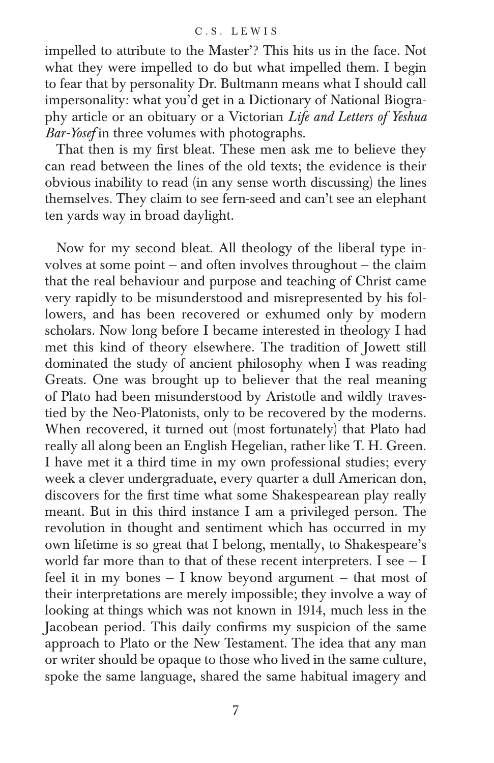impelled to attribute to the Master'? This hits us in the face. Not what they were impelled to do but what impelled them. I begin to fear that by personality Dr. Bultmann means what I should call impersonality: what you'd get in a Dictionary of National Biography article or an obituary or a Victorian *Life and Letters of Yeshua Bar-Yosef* in three volumes with photographs.

That then is my first bleat. These men ask me to believe they can read between the lines of the old texts; the evidence is their obvious inability to read (in any sense worth discussing) the lines themselves. They claim to see fern-seed and can't see an elephant ten yards way in broad daylight.

Now for my second bleat. All theology of the liberal type involves at some point – and often involves throughout – the claim that the real behaviour and purpose and teaching of Christ came very rapidly to be misunderstood and misrepresented by his followers, and has been recovered or exhumed only by modern scholars. Now long before I became interested in theology I had met this kind of theory elsewhere. The tradition of Jowett still dominated the study of ancient philosophy when I was reading Greats. One was brought up to believer that the real meaning of Plato had been misunderstood by Aristotle and wildly travestied by the Neo-Platonists, only to be recovered by the moderns. When recovered, it turned out (most fortunately) that Plato had really all along been an English Hegelian, rather like T. H. Green. I have met it a third time in my own professional studies; every week a clever undergraduate, every quarter a dull American don, discovers for the first time what some Shakespearean play really meant. But in this third instance I am a privileged person. The revolution in thought and sentiment which has occurred in my own lifetime is so great that I belong, mentally, to Shakespeare's world far more than to that of these recent interpreters. I see – I feel it in my bones – I know beyond argument – that most of their interpretations are merely impossible; they involve a way of looking at things which was not known in 1914, much less in the Jacobean period. This daily confirms my suspicion of the same approach to Plato or the New Testament. The idea that any man or writer should be opaque to those who lived in the same culture, spoke the same language, shared the same habitual imagery and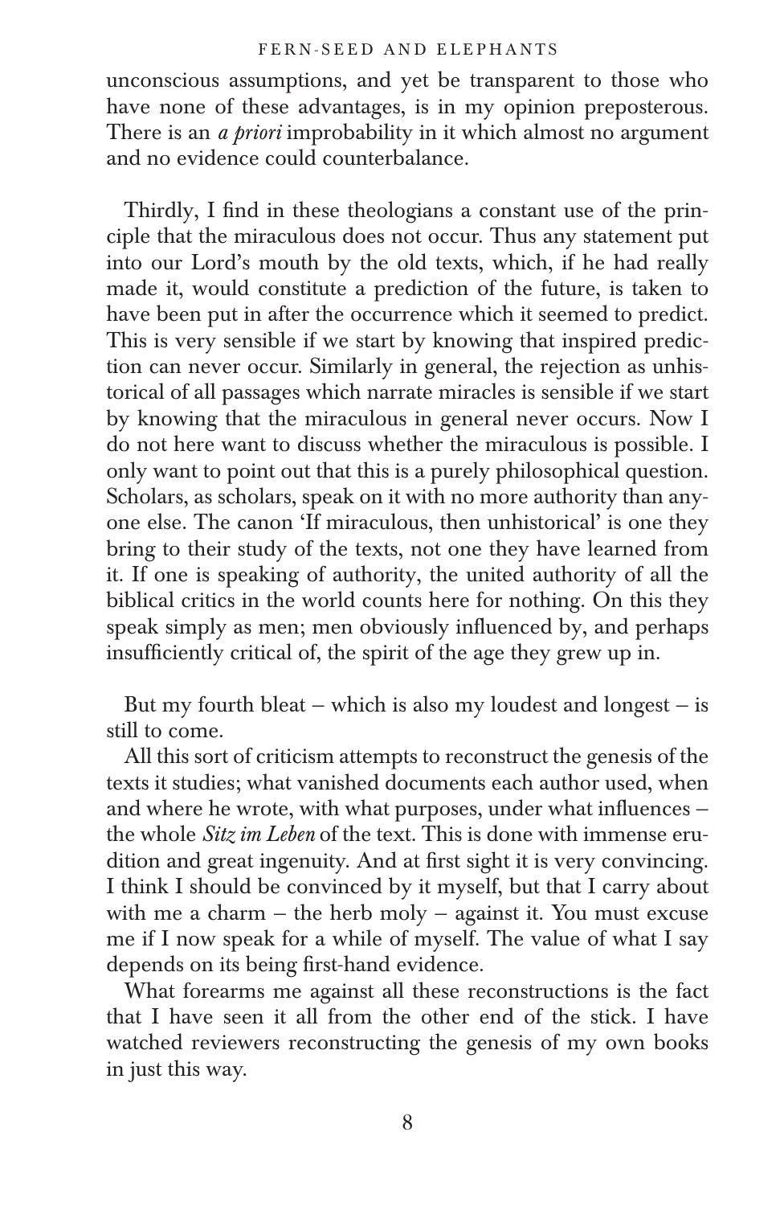unconscious assumptions, and yet be transparent to those who have none of these advantages, is in my opinion preposterous. There is an *a priori* improbability in it which almost no argument and no evidence could counterbalance.

Thirdly, I find in these theologians a constant use of the principle that the miraculous does not occur. Thus any statement put into our Lord's mouth by the old texts, which, if he had really made it, would constitute a prediction of the future, is taken to have been put in after the occurrence which it seemed to predict. This is very sensible if we start by knowing that inspired prediction can never occur. Similarly in general, the rejection as unhistorical of all passages which narrate miracles is sensible if we start by knowing that the miraculous in general never occurs. Now I do not here want to discuss whether the miraculous is possible. I only want to point out that this is a purely philosophical question. Scholars, as scholars, speak on it with no more authority than anyone else. The canon 'If miraculous, then unhistorical' is one they bring to their study of the texts, not one they have learned from it. If one is speaking of authority, the united authority of all the biblical critics in the world counts here for nothing. On this they speak simply as men; men obviously influenced by, and perhaps insufficiently critical of, the spirit of the age they grew up in.

But my fourth bleat – which is also my loudest and longest – is still to come.

All this sort of criticism attempts to reconstruct the genesis of the texts it studies; what vanished documents each author used, when and where he wrote, with what purposes, under what influences – the whole *Sitz im Leben* of the text. This is done with immense erudition and great ingenuity. And at first sight it is very convincing. I think I should be convinced by it myself, but that I carry about with me a charm – the herb moly – against it. You must excuse me if I now speak for a while of myself. The value of what I say depends on its being first-hand evidence.

What forearms me against all these reconstructions is the fact that I have seen it all from the other end of the stick. I have watched reviewers reconstructing the genesis of my own books in just this way.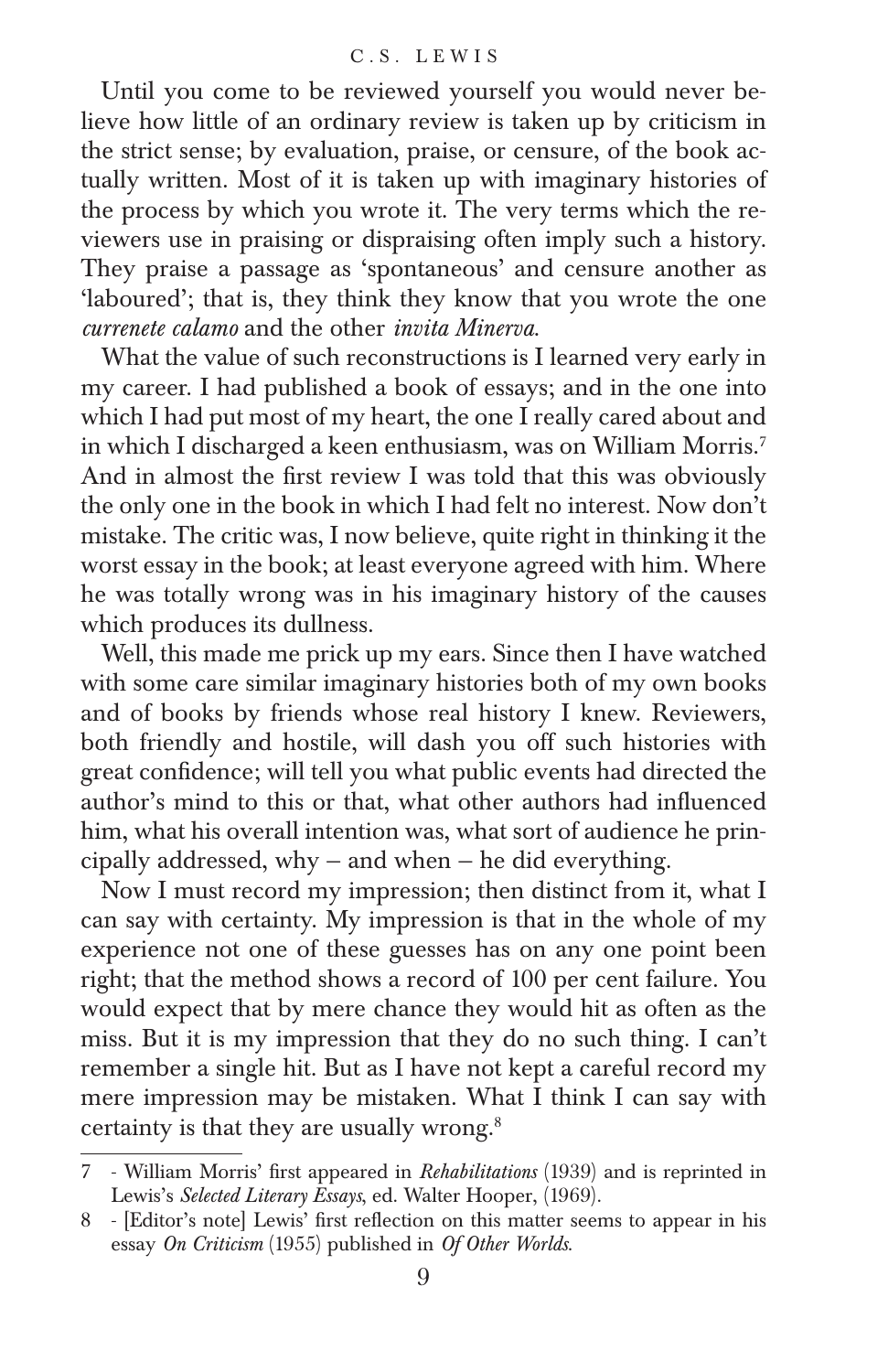Until you come to be reviewed yourself you would never believe how little of an ordinary review is taken up by criticism in the strict sense; by evaluation, praise, or censure, of the book actually written. Most of it is taken up with imaginary histories of the process by which you wrote it. The very terms which the reviewers use in praising or dispraising often imply such a history. They praise a passage as 'spontaneous' and censure another as 'laboured'; that is, they think they know that you wrote the one *currenete calamo* and the other *invita Minerva*.

What the value of such reconstructions is I learned very early in my career. I had published a book of essays; and in the one into which I had put most of my heart, the one I really cared about and in which I discharged a keen enthusiasm, was on William Morris.[7] And in almost the first review I was told that this was obviously the only one in the book in which I had felt no interest. Now don't mistake. The critic was, I now believe, quite right in thinking it the worst essay in the book; at least everyone agreed with him. Where he was totally wrong was in his imaginary history of the causes which produces its dullness.

Well, this made me prick up my ears. Since then I have watched with some care similar imaginary histories both of my own books and of books by friends whose real history I knew. Reviewers, both friendly and hostile, will dash you off such histories with great confidence; will tell you what public events had directed the author's mind to this or that, what other authors had influenced him, what his overall intention was, what sort of audience he principally addressed, why – and when – he did everything.

Now I must record my impression; then distinct from it, what I can say with certainty. My impression is that in the whole of my experience not one of these guesses has on any one point been right; that the method shows a record of 100 per cent failure. You would expect that by mere chance they would hit as often as the miss. But it is my impression that they do no such thing. I can't remember a single hit. But as I have not kept a careful record my mere impression may be mistaken. What I think I can say with certainty is that they are usually wrong.[8]

---

7 - William Morris' first appeared in *Rehabilitations* (1939) and is reprinted in Lewis's *Selected Literary Essays*, ed. Walter Hooper, (1969).

8 - [Editor's note] Lewis' first reflection on this matter seems to appear in his essay *On Criticism* (1955) published in *Of Other Worlds.*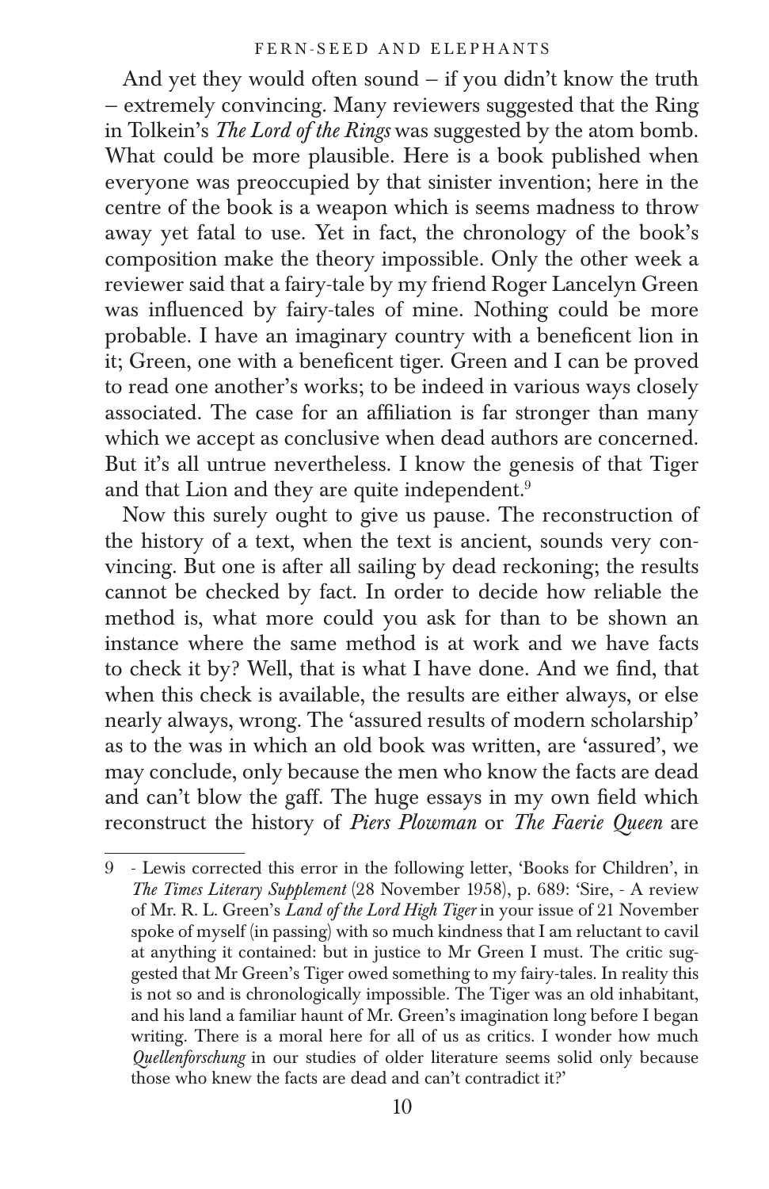And yet they would often sound – if you didn't know the truth – extremely convincing. Many reviewers suggested that the Ring in Tolkein's *The Lord of the Rings* was suggested by the atom bomb. What could be more plausible. Here is a book published when everyone was preoccupied by that sinister invention; here in the centre of the book is a weapon which is seems madness to throw away yet fatal to use. Yet in fact, the chronology of the book's composition make the theory impossible. Only the other week a reviewer said that a fairy-tale by my friend Roger Lancelyn Green was influenced by fairy-tales of mine. Nothing could be more probable. I have an imaginary country with a beneficent lion in it; Green, one with a beneficent tiger. Green and I can be proved to read one another's works; to be indeed in various ways closely associated. The case for an affiliation is far stronger than many which we accept as conclusive when dead authors are concerned. But it's all untrue nevertheless. I know the genesis of that Tiger and that Lion and they are quite independent.[9]

Now this surely ought to give us pause. The reconstruction of the history of a text, when the text is ancient, sounds very convincing. But one is after all sailing by dead reckoning; the results cannot be checked by fact. In order to decide how reliable the method is, what more could you ask for than to be shown an instance where the same method is at work and we have facts to check it by? Well, that is what I have done. And we find, that when this check is available, the results are either always, or else nearly always, wrong. The 'assured results of modern scholarship' as to the was in which an old book was written, are 'assured', we may conclude, only because the men who know the facts are dead and can't blow the gaff. The huge essays in my own field which reconstruct the history of *Piers Plowman* or *The Faerie Queen* are

---

9 - Lewis corrected this error in the following letter, 'Books for Children', in *The Times Literary Supplement* (28 November 1958), p. 689: 'Sire, - A review of Mr. R. L. Green's *Land of the Lord High Tiger* in your issue of 21 November spoke of myself (in passing) with so much kindness that I am reluctant to cavil at anything it contained: but in justice to Mr Green I must. The critic suggested that Mr Green's Tiger owed something to my fairy-tales. In reality this is not so and is chronologically impossible. The Tiger was an old inhabitant, and his land a familiar haunt of Mr. Green's imagination long before I began writing. There is a moral here for all of us as critics. I wonder how much *Quellenforschung* in our studies of older literature seems solid only because those who knew the facts are dead and can't contradict it?'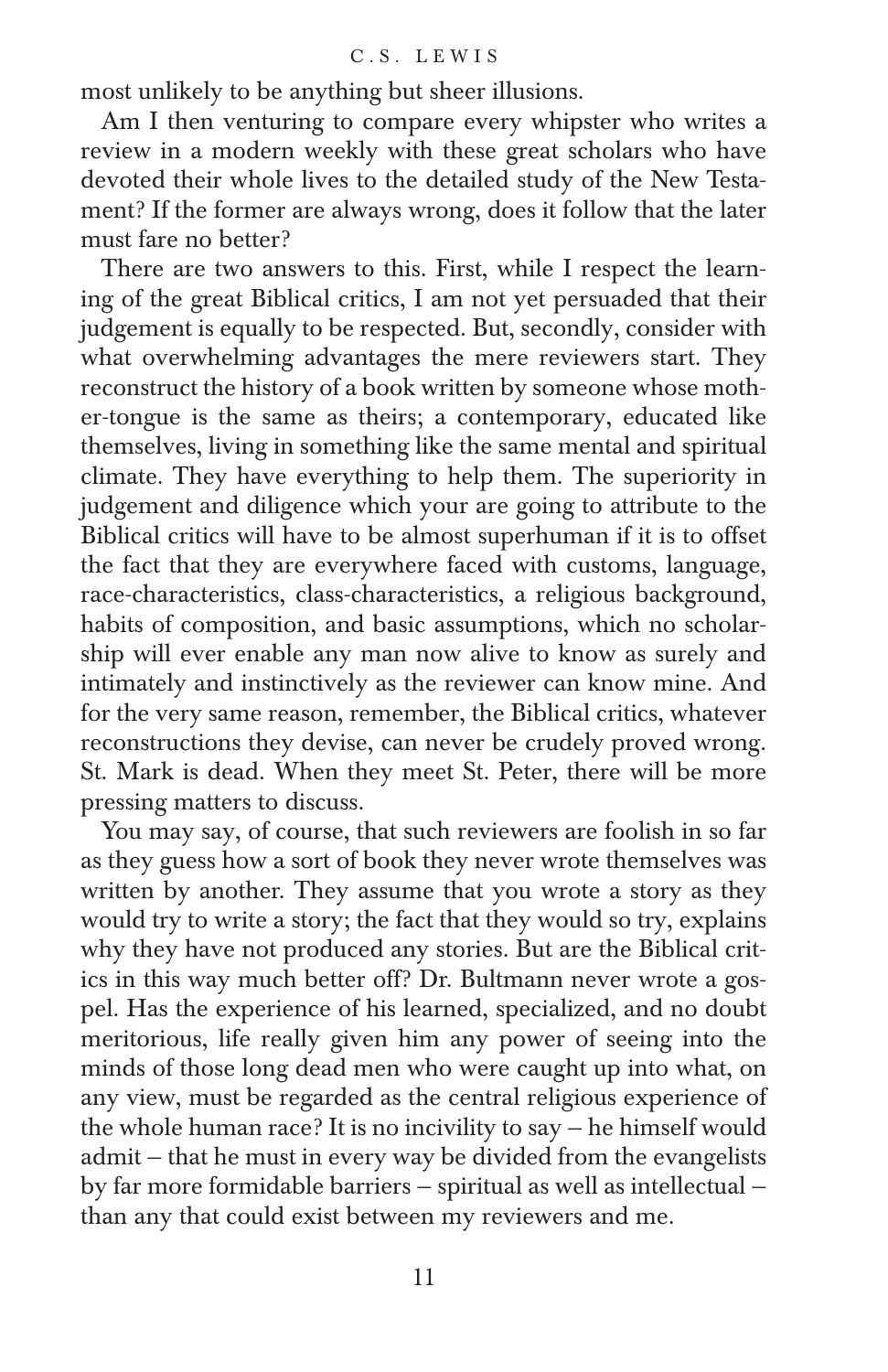most unlikely to be anything but sheer illusions.

Am I then venturing to compare every whipster who writes a review in a modern weekly with these great scholars who have devoted their whole lives to the detailed study of the New Testament? If the former are always wrong, does it follow that the later must fare no better?

There are two answers to this. First, while I respect the learning of the great Biblical critics, I am not yet persuaded that their judgement is equally to be respected. But, secondly, consider with what overwhelming advantages the mere reviewers start. They reconstruct the history of a book written by someone whose mother-tongue is the same as theirs; a contemporary, educated like themselves, living in something like the same mental and spiritual climate. They have everything to help them. The superiority in judgement and diligence which your are going to attribute to the Biblical critics will have to be almost superhuman if it is to offset the fact that they are everywhere faced with customs, language, race-characteristics, class-characteristics, a religious background, habits of composition, and basic assumptions, which no scholarship will ever enable any man now alive to know as surely and intimately and instinctively as the reviewer can know mine. And for the very same reason, remember, the Biblical critics, whatever reconstructions they devise, can never be crudely proved wrong. St. Mark is dead. When they meet St. Peter, there will be more pressing matters to discuss.

You may say, of course, that such reviewers are foolish in so far as they guess how a sort of book they never wrote themselves was written by another. They assume that you wrote a story as they would try to write a story; the fact that they would so try, explains why they have not produced any stories. But are the Biblical critics in this way much better off? Dr. Bultmann never wrote a gospel. Has the experience of his learned, specialized, and no doubt meritorious, life really given him any power of seeing into the minds of those long dead men who were caught up into what, on any view, must be regarded as the central religious experience of the whole human race? It is no incivility to say – he himself would admit – that he must in every way be divided from the evangelists by far more formidable barriers – spiritual as well as intellectual – than any that could exist between my reviewers and me.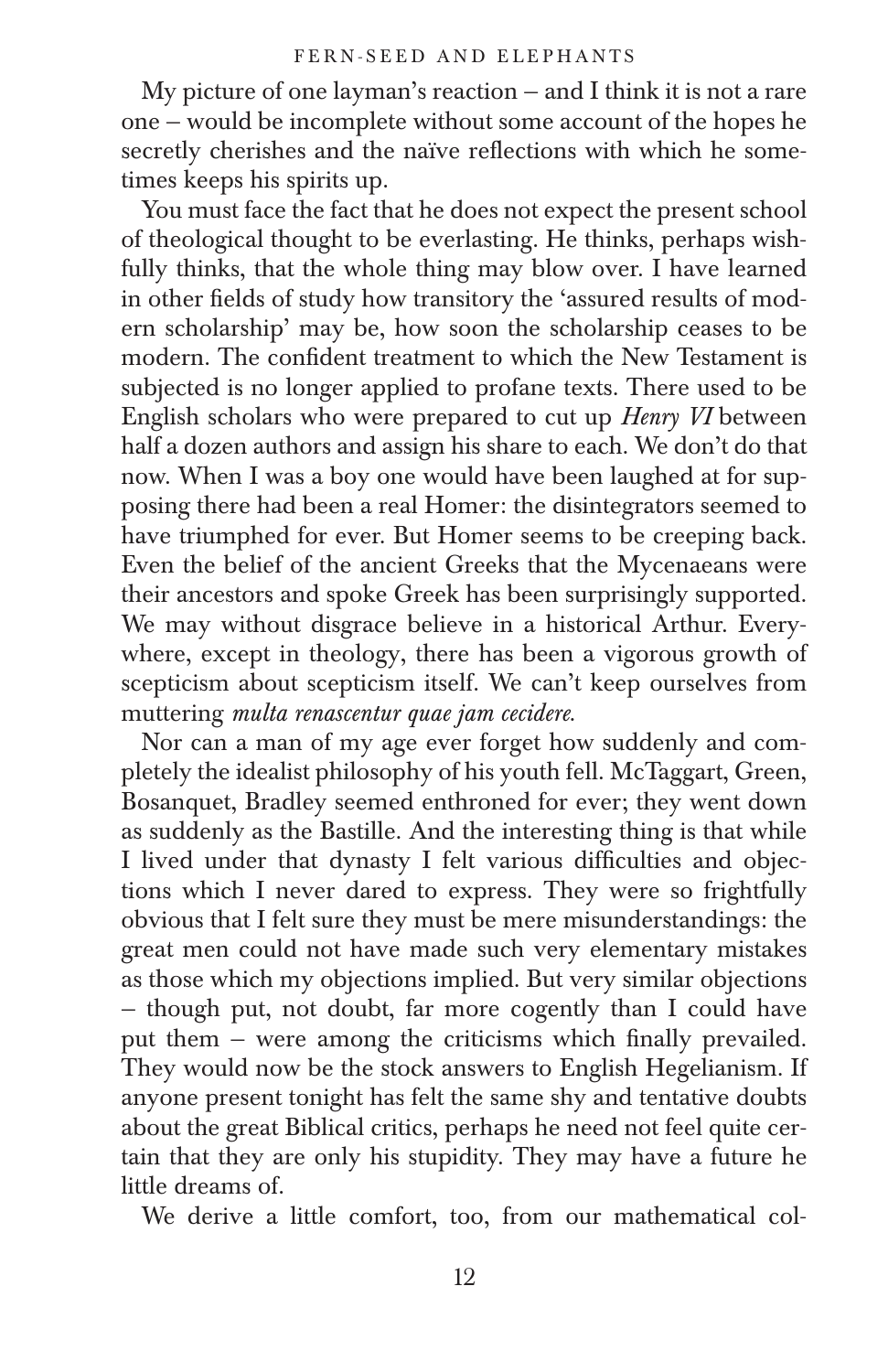My picture of one layman's reaction – and I think it is not a rare one – would be incomplete without some account of the hopes he secretly cherishes and the naïve reflections with which he sometimes keeps his spirits up.

You must face the fact that he does not expect the present school of theological thought to be everlasting. He thinks, perhaps wishfully thinks, that the whole thing may blow over. I have learned in other fields of study how transitory the 'assured results of modern scholarship' may be, how soon the scholarship ceases to be modern. The confident treatment to which the New Testament is subjected is no longer applied to profane texts. There used to be English scholars who were prepared to cut up *Henry VI* between half a dozen authors and assign his share to each. We don't do that now. When I was a boy one would have been laughed at for supposing there had been a real Homer: the disintegrators seemed to have triumphed for ever. But Homer seems to be creeping back. Even the belief of the ancient Greeks that the Mycenaeans were their ancestors and spoke Greek has been surprisingly supported. We may without disgrace believe in a historical Arthur. Everywhere, except in theology, there has been a vigorous growth of scepticism about scepticism itself. We can't keep ourselves from muttering *multa renascentur quae jam cecidere.*

Nor can a man of my age ever forget how suddenly and completely the idealist philosophy of his youth fell. McTaggart, Green, Bosanquet, Bradley seemed enthroned for ever; they went down as suddenly as the Bastille. And the interesting thing is that while I lived under that dynasty I felt various difficulties and objections which I never dared to express. They were so frightfully obvious that I felt sure they must be mere misunderstandings: the great men could not have made such very elementary mistakes as those which my objections implied. But very similar objections – though put, not doubt, far more cogently than I could have put them – were among the criticisms which finally prevailed. They would now be the stock answers to English Hegelianism. If anyone present tonight has felt the same shy and tentative doubts about the great Biblical critics, perhaps he need not feel quite certain that they are only his stupidity. They may have a future he little dreams of.

We derive a little comfort, too, from our mathematical col-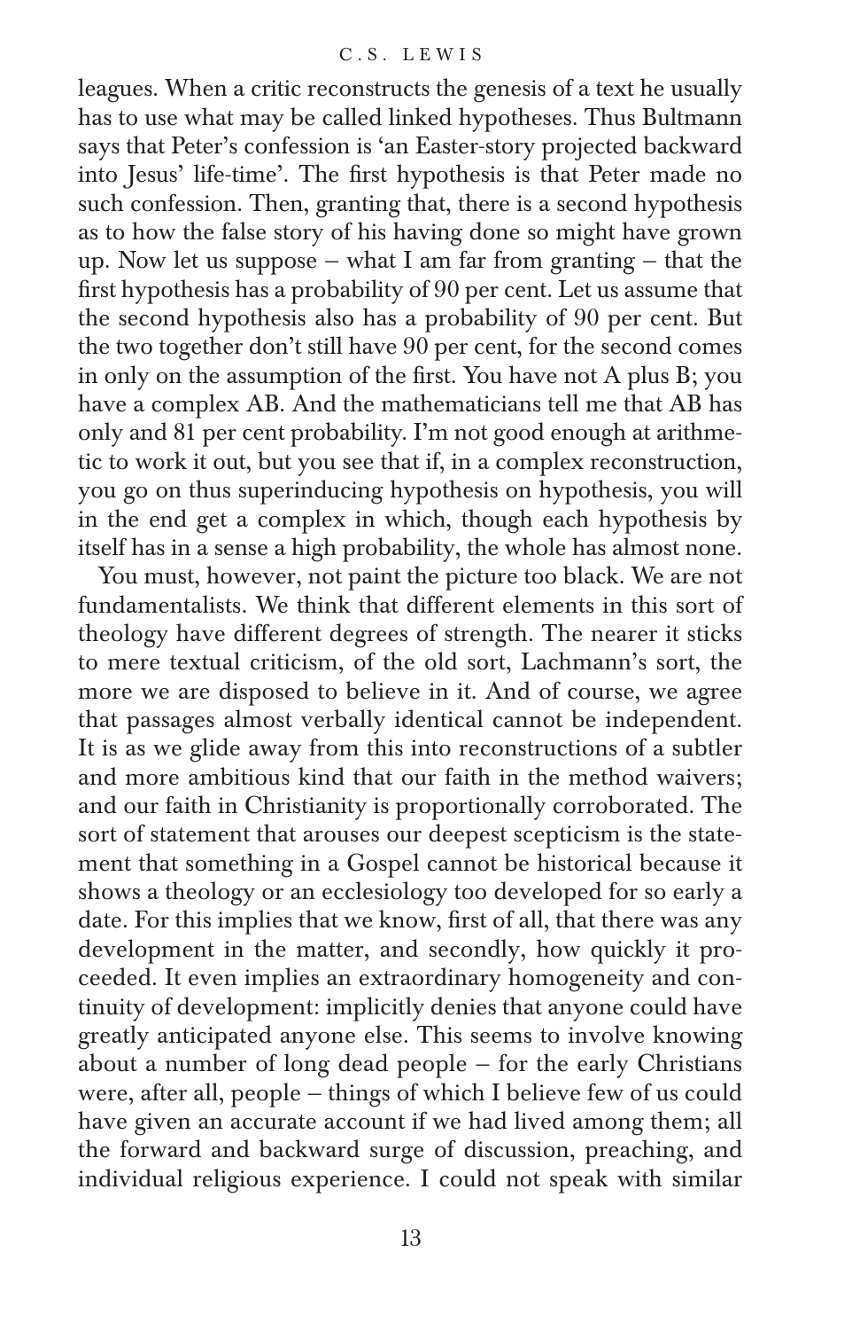leagues. When a critic reconstructs the genesis of a text he usually has to use what may be called linked hypotheses. Thus Bultmann says that Peter's confession is 'an Easter-story projected backward into Jesus' life-time'. The first hypothesis is that Peter made no such confession. Then, granting that, there is a second hypothesis as to how the false story of his having done so might have grown up. Now let us suppose – what I am far from granting – that the first hypothesis has a probability of 90 per cent. Let us assume that the second hypothesis also has a probability of 90 per cent. But the two together don't still have 90 per cent, for the second comes in only on the assumption of the first. You have not A plus B; you have a complex AB. And the mathematicians tell me that AB has only and 81 per cent probability. I'm not good enough at arithmetic to work it out, but you see that if, in a complex reconstruction, you go on thus superinducing hypothesis on hypothesis, you will in the end get a complex in which, though each hypothesis by itself has in a sense a high probability, the whole has almost none.

You must, however, not paint the picture too black. We are not fundamentalists. We think that different elements in this sort of theology have different degrees of strength. The nearer it sticks to mere textual criticism, of the old sort, Lachmann's sort, the more we are disposed to believe in it. And of course, we agree that passages almost verbally identical cannot be independent. It is as we glide away from this into reconstructions of a subtler and more ambitious kind that our faith in the method waivers; and our faith in Christianity is proportionally corroborated. The sort of statement that arouses our deepest scepticism is the statement that something in a Gospel cannot be historical because it shows a theology or an ecclesiology too developed for so early a date. For this implies that we know, first of all, that there was any development in the matter, and secondly, how quickly it proceeded. It even implies an extraordinary homogeneity and continuity of development: implicitly denies that anyone could have greatly anticipated anyone else. This seems to involve knowing about a number of long dead people – for the early Christians were, after all, people – things of which I believe few of us could have given an accurate account if we had lived among them; all the forward and backward surge of discussion, preaching, and individual religious experience. I could not speak with similar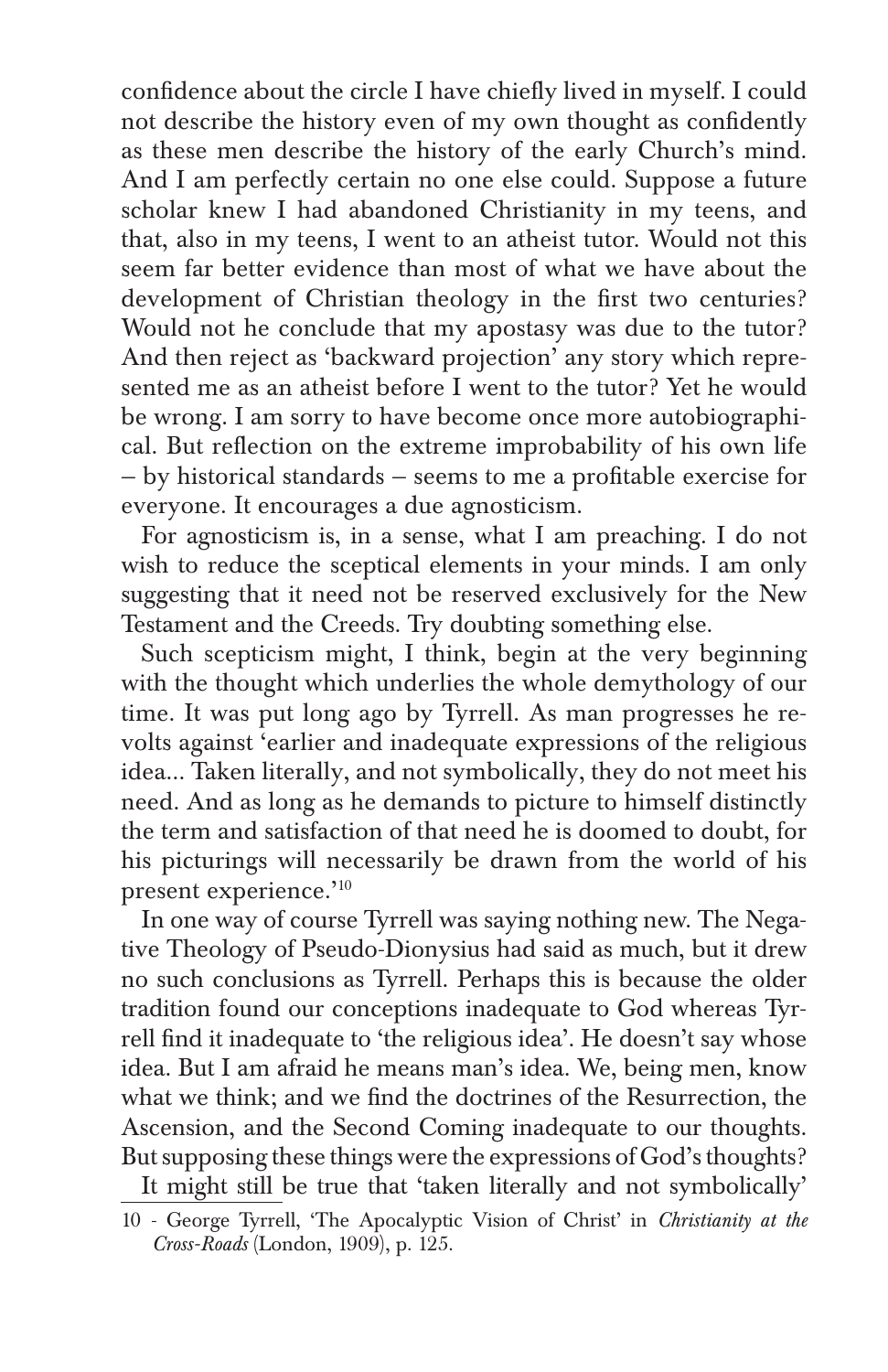confidence about the circle I have chiefly lived in myself. I could not describe the history even of my own thought as confidently as these men describe the history of the early Church's mind. And I am perfectly certain no one else could. Suppose a future scholar knew I had abandoned Christianity in my teens, and that, also in my teens, I went to an atheist tutor. Would not this seem far better evidence than most of what we have about the development of Christian theology in the first two centuries? Would not he conclude that my apostasy was due to the tutor? And then reject as 'backward projection' any story which represented me as an atheist before I went to the tutor? Yet he would be wrong. I am sorry to have become once more autobiographical. But reflection on the extreme improbability of his own life – by historical standards – seems to me a profitable exercise for everyone. It encourages a due agnosticism.

For agnosticism is, in a sense, what I am preaching. I do not wish to reduce the sceptical elements in your minds. I am only suggesting that it need not be reserved exclusively for the New Testament and the Creeds. Try doubting something else.

Such scepticism might, I think, begin at the very beginning with the thought which underlies the whole demythology of our time. It was put long ago by Tyrrell. As man progresses he revolts against 'earlier and inadequate expressions of the religious idea... Taken literally, and not symbolically, they do not meet his need. And as long as he demands to picture to himself distinctly the term and satisfaction of that need he is doomed to doubt, for his picturings will necessarily be drawn from the world of his present experience.'[10]

In one way of course Tyrrell was saying nothing new. The Negative Theology of Pseudo-Dionysius had said as much, but it drew no such conclusions as Tyrrell. Perhaps this is because the older tradition found our conceptions inadequate to God whereas Tyrrell find it inadequate to 'the religious idea'. He doesn't say whose idea. But I am afraid he means man's idea. We, being men, know what we think; and we find the doctrines of the Resurrection, the Ascension, and the Second Coming inadequate to our thoughts. But supposing these things were the expressions of God's thoughts?

It might still be true that 'taken literally and not symbolically'

---

10 - George Tyrrell, 'The Apocalyptic Vision of Christ' in *Christianity at the Cross-Roads* (London, 1909), p. 125.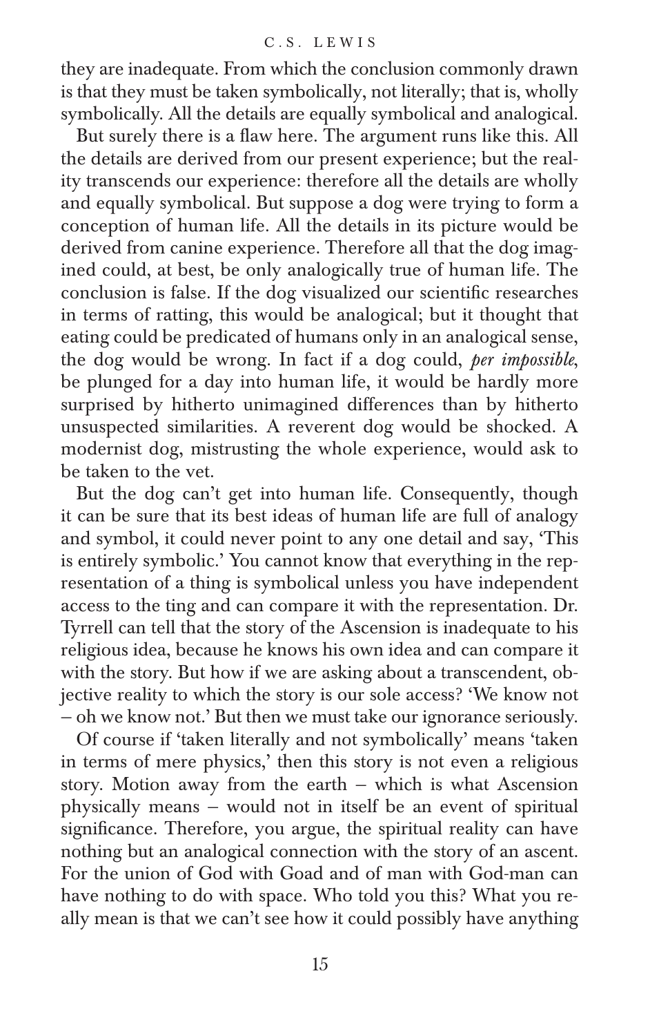they are inadequate. From which the conclusion commonly drawn is that they must be taken symbolically, not literally; that is, wholly symbolically. All the details are equally symbolical and analogical.

But surely there is a flaw here. The argument runs like this. All the details are derived from our present experience; but the reality transcends our experience: therefore all the details are wholly and equally symbolical. But suppose a dog were trying to form a conception of human life. All the details in its picture would be derived from canine experience. Therefore all that the dog imagined could, at best, be only analogically true of human life. The conclusion is false. If the dog visualized our scientific researches in terms of ratting, this would be analogical; but it thought that eating could be predicated of humans only in an analogical sense, the dog would be wrong. In fact if a dog could, *per impossible*, be plunged for a day into human life, it would be hardly more surprised by hitherto unimagined differences than by hitherto unsuspected similarities. A reverent dog would be shocked. A modernist dog, mistrusting the whole experience, would ask to be taken to the vet.

But the dog can't get into human life. Consequently, though it can be sure that its best ideas of human life are full of analogy and symbol, it could never point to any one detail and say, 'This is entirely symbolic.' You cannot know that everything in the representation of a thing is symbolical unless you have independent access to the ting and can compare it with the representation. Dr. Tyrrell can tell that the story of the Ascension is inadequate to his religious idea, because he knows his own idea and can compare it with the story. But how if we are asking about a transcendent, objective reality to which the story is our sole access? 'We know not – oh we know not.' But then we must take our ignorance seriously.

Of course if 'taken literally and not symbolically' means 'taken in terms of mere physics,' then this story is not even a religious story. Motion away from the earth – which is what Ascension physically means – would not in itself be an event of spiritual significance. Therefore, you argue, the spiritual reality can have nothing but an analogical connection with the story of an ascent. For the union of God with Goad and of man with God-man can have nothing to do with space. Who told you this? What you really mean is that we can't see how it could possibly have anything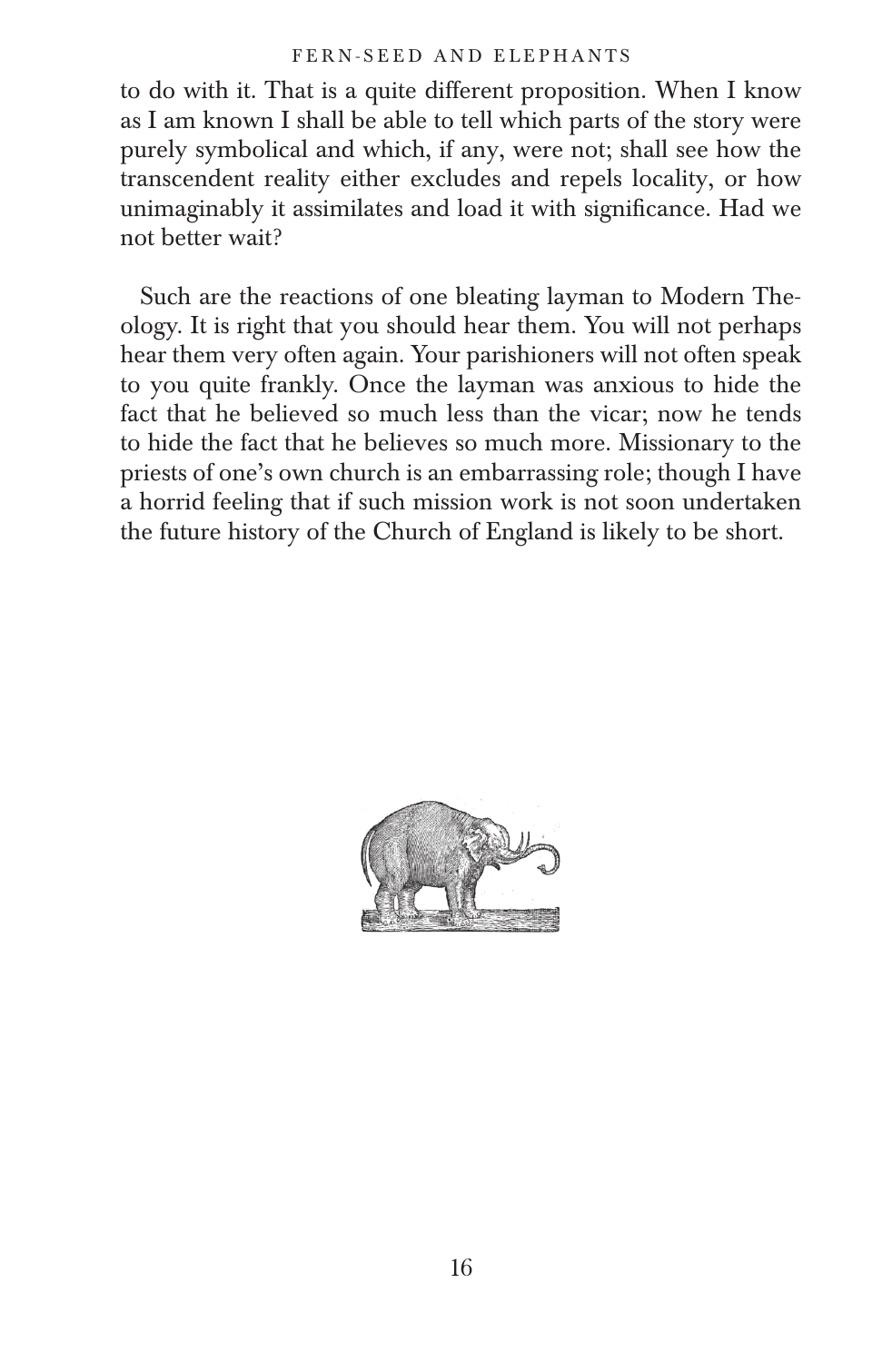to do with it. That is a quite different proposition. When I know as I am known I shall be able to tell which parts of the story were purely symbolical and which, if any, were not; shall see how the transcendent reality either excludes and repels locality, or how unimaginably it assimilates and load it with significance. Had we not better wait?

Such are the reactions of one bleating layman to Modern Theology. It is right that you should hear them. You will not perhaps hear them very often again. Your parishioners will not often speak to you quite frankly. Once the layman was anxious to hide the fact that he believed so much less than the vicar; now he tends to hide the fact that he believes so much more. Missionary to the priests of one's own church is an embarrassing role; though I have a horrid feeling that if such mission work is not soon undertaken the future history of the Church of England is likely to be short.